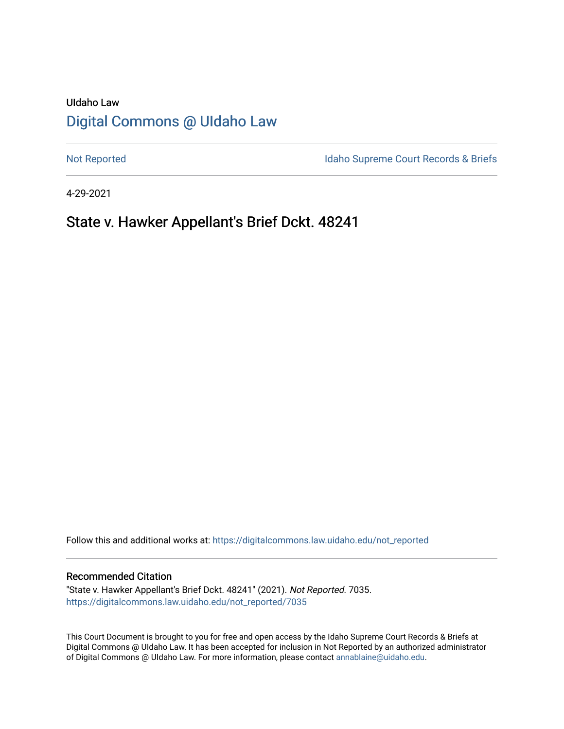UIdaho Law

# Digital Commons @ UIdaho Law

Not Reported | Idaho Supreme Court Records & Briefs

4-29-2021

## State v. Hawker Appellant's Brief Dckt. 48241

Follow this and additional works at: https://digitalcommons.law.uidaho.edu/not_reported

### Recommended Citation

"State v. Hawker Appellant's Brief Dckt. 48241" (2021). *Not Reported*. 7035.
https://digitalcommons.law.uidaho.edu/not_reported/7035

This Court Document is brought to you for free and open access by the Idaho Supreme Court Records & Briefs at Digital Commons @ UIdaho Law. It has been accepted for inclusion in Not Reported by an authorized administrator of Digital Commons @ UIdaho Law. For more information, please contact annablaine@uidaho.edu.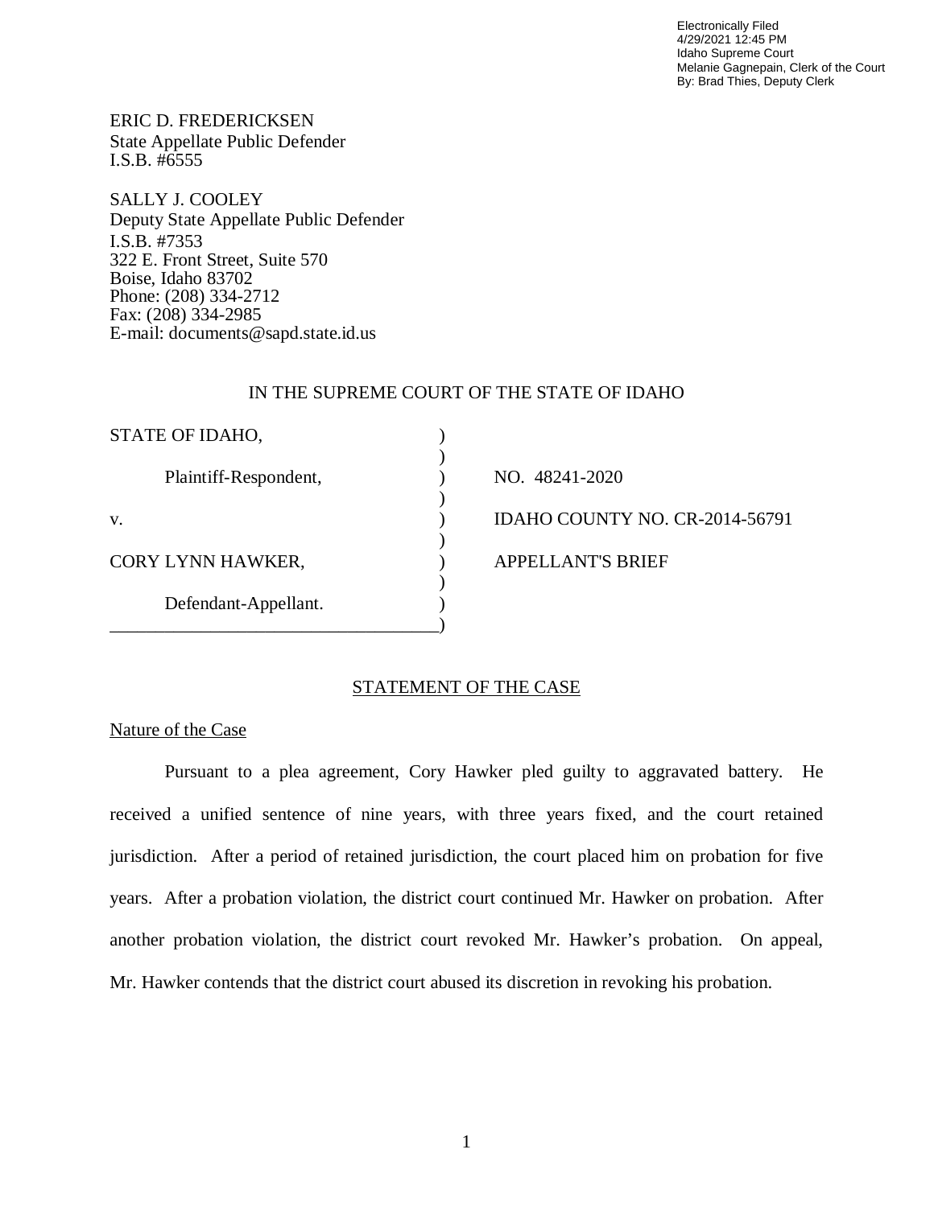Electronically Filed
4/29/2021 12:45 PM
Idaho Supreme Court
Melanie Gagnepain, Clerk of the Court
By: Brad Thies, Deputy Clerk

ERIC D. FREDERICKSEN
State Appellate Public Defender
I.S.B. #6555

SALLY J. COOLEY
Deputy State Appellate Public Defender
I.S.B. #7353
322 E. Front Street, Suite 570
Boise, Idaho 83702
Phone: (208) 334-2712
Fax: (208) 334-2985
E-mail: documents@sapd.state.id.us

IN THE SUPREME COURT OF THE STATE OF IDAHO

| | | |
|---|---|---|
| STATE OF IDAHO, | ) | |
| | ) | |
| Plaintiff-Respondent, | ) | NO. 48241-2020 |
| | ) | |
| v. | ) | IDAHO COUNTY NO. CR-2014-56791 |
| | ) | |
| CORY LYNN HAWKER, | ) | APPELLANT'S BRIEF |
| | ) | |
| Defendant-Appellant. | ) | |

## STATEMENT OF THE CASE

### Nature of the Case

Pursuant to a plea agreement, Cory Hawker pled guilty to aggravated battery. He received a unified sentence of nine years, with three years fixed, and the court retained jurisdiction. After a period of retained jurisdiction, the court placed him on probation for five years. After a probation violation, the district court continued Mr. Hawker on probation. After another probation violation, the district court revoked Mr. Hawker's probation. On appeal, Mr. Hawker contends that the district court abused its discretion in revoking his probation.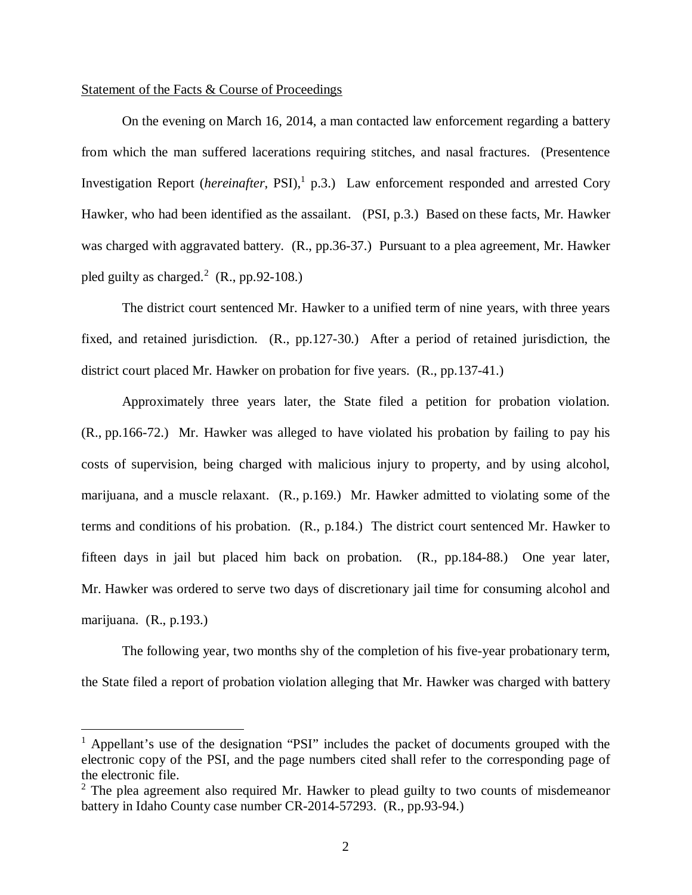Statement of the Facts & Course of Proceedings

On the evening on March 16, 2014, a man contacted law enforcement regarding a battery from which the man suffered lacerations requiring stitches, and nasal fractures. (Presentence Investigation Report (*hereinafter*, PSI),[1] p.3.) Law enforcement responded and arrested Cory Hawker, who had been identified as the assailant. (PSI, p.3.) Based on these facts, Mr. Hawker was charged with aggravated battery. (R., pp.36-37.) Pursuant to a plea agreement, Mr. Hawker pled guilty as charged.[2] (R., pp.92-108.)

The district court sentenced Mr. Hawker to a unified term of nine years, with three years fixed, and retained jurisdiction. (R., pp.127-30.) After a period of retained jurisdiction, the district court placed Mr. Hawker on probation for five years. (R., pp.137-41.)

Approximately three years later, the State filed a petition for probation violation. (R., pp.166-72.) Mr. Hawker was alleged to have violated his probation by failing to pay his costs of supervision, being charged with malicious injury to property, and by using alcohol, marijuana, and a muscle relaxant. (R., p.169.) Mr. Hawker admitted to violating some of the terms and conditions of his probation. (R., p.184.) The district court sentenced Mr. Hawker to fifteen days in jail but placed him back on probation. (R., pp.184-88.) One year later, Mr. Hawker was ordered to serve two days of discretionary jail time for consuming alcohol and marijuana. (R., p.193.)

The following year, two months shy of the completion of his five-year probationary term, the State filed a report of probation violation alleging that Mr. Hawker was charged with battery

---

[1] Appellant's use of the designation "PSI" includes the packet of documents grouped with the electronic copy of the PSI, and the page numbers cited shall refer to the corresponding page of the electronic file.

[2] The plea agreement also required Mr. Hawker to plead guilty to two counts of misdemeanor battery in Idaho County case number CR-2014-57293. (R., pp.93-94.)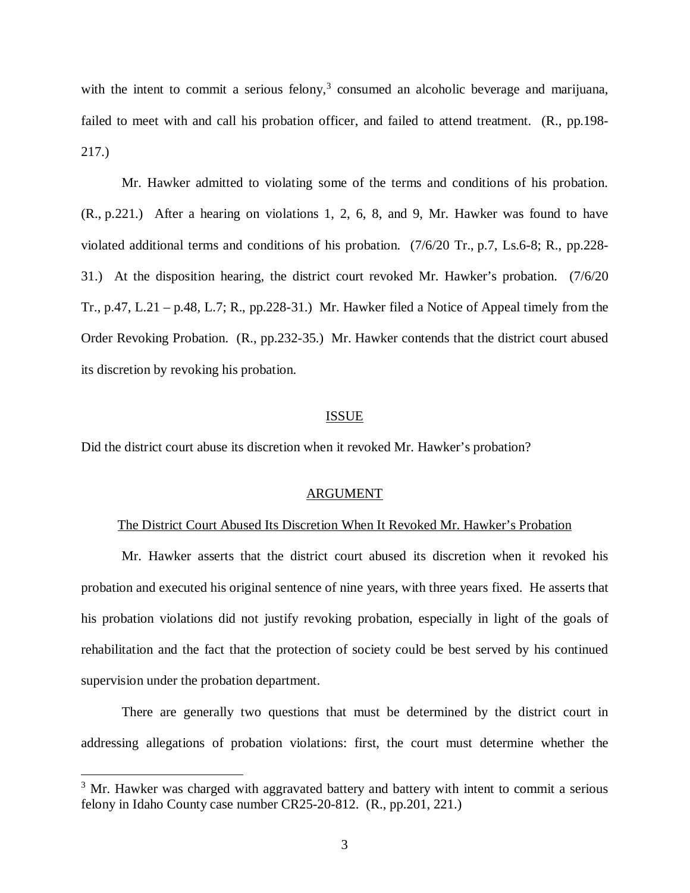with the intent to commit a serious felony,[3] consumed an alcoholic beverage and marijuana, failed to meet with and call his probation officer, and failed to attend treatment. (R., pp.198-217.)

Mr. Hawker admitted to violating some of the terms and conditions of his probation. (R., p.221.) After a hearing on violations 1, 2, 6, 8, and 9, Mr. Hawker was found to have violated additional terms and conditions of his probation. (7/6/20 Tr., p.7, Ls.6-8; R., pp.228-31.) At the disposition hearing, the district court revoked Mr. Hawker's probation. (7/6/20 Tr., p.47, L.21 – p.48, L.7; R., pp.228-31.) Mr. Hawker filed a Notice of Appeal timely from the Order Revoking Probation. (R., pp.232-35.) Mr. Hawker contends that the district court abused its discretion by revoking his probation.

## ISSUE

Did the district court abuse its discretion when it revoked Mr. Hawker's probation?

## ARGUMENT

### The District Court Abused Its Discretion When It Revoked Mr. Hawker's Probation

Mr. Hawker asserts that the district court abused its discretion when it revoked his probation and executed his original sentence of nine years, with three years fixed. He asserts that his probation violations did not justify revoking probation, especially in light of the goals of rehabilitation and the fact that the protection of society could be best served by his continued supervision under the probation department.

There are generally two questions that must be determined by the district court in addressing allegations of probation violations: first, the court must determine whether the

[3] Mr. Hawker was charged with aggravated battery and battery with intent to commit a serious felony in Idaho County case number CR25-20-812. (R., pp.201, 221.)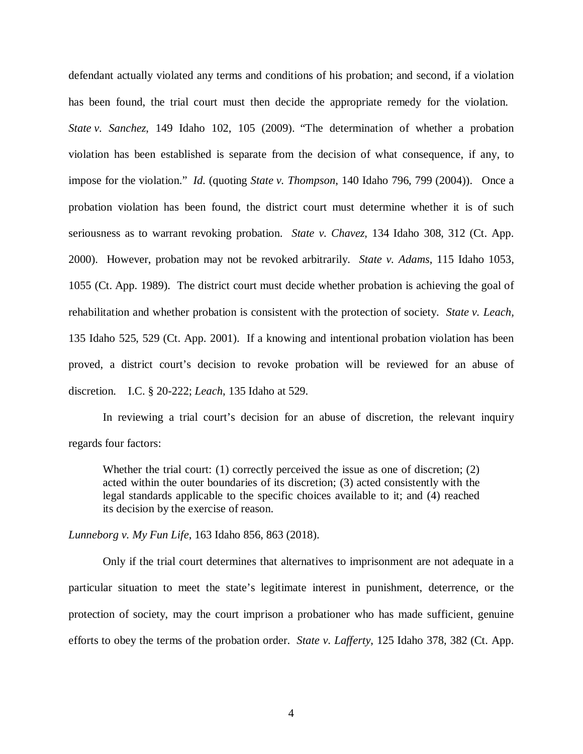defendant actually violated any terms and conditions of his probation; and second, if a violation has been found, the trial court must then decide the appropriate remedy for the violation. *State v. Sanchez*, 149 Idaho 102, 105 (2009). "The determination of whether a probation violation has been established is separate from the decision of what consequence, if any, to impose for the violation." *Id.* (quoting *State v. Thompson*, 140 Idaho 796, 799 (2004)). Once a probation violation has been found, the district court must determine whether it is of such seriousness as to warrant revoking probation. *State v. Chavez*, 134 Idaho 308, 312 (Ct. App. 2000). However, probation may not be revoked arbitrarily. *State v. Adams*, 115 Idaho 1053, 1055 (Ct. App. 1989). The district court must decide whether probation is achieving the goal of rehabilitation and whether probation is consistent with the protection of society. *State v. Leach*, 135 Idaho 525, 529 (Ct. App. 2001). If a knowing and intentional probation violation has been proved, a district court's decision to revoke probation will be reviewed for an abuse of discretion. I.C. § 20-222; *Leach*, 135 Idaho at 529.

In reviewing a trial court's decision for an abuse of discretion, the relevant inquiry regards four factors:

> Whether the trial court: (1) correctly perceived the issue as one of discretion; (2) acted within the outer boundaries of its discretion; (3) acted consistently with the legal standards applicable to the specific choices available to it; and (4) reached its decision by the exercise of reason.

*Lunneborg v. My Fun Life*, 163 Idaho 856, 863 (2018).

Only if the trial court determines that alternatives to imprisonment are not adequate in a particular situation to meet the state's legitimate interest in punishment, deterrence, or the protection of society, may the court imprison a probationer who has made sufficient, genuine efforts to obey the terms of the probation order. *State v. Lafferty*, 125 Idaho 378, 382 (Ct. App.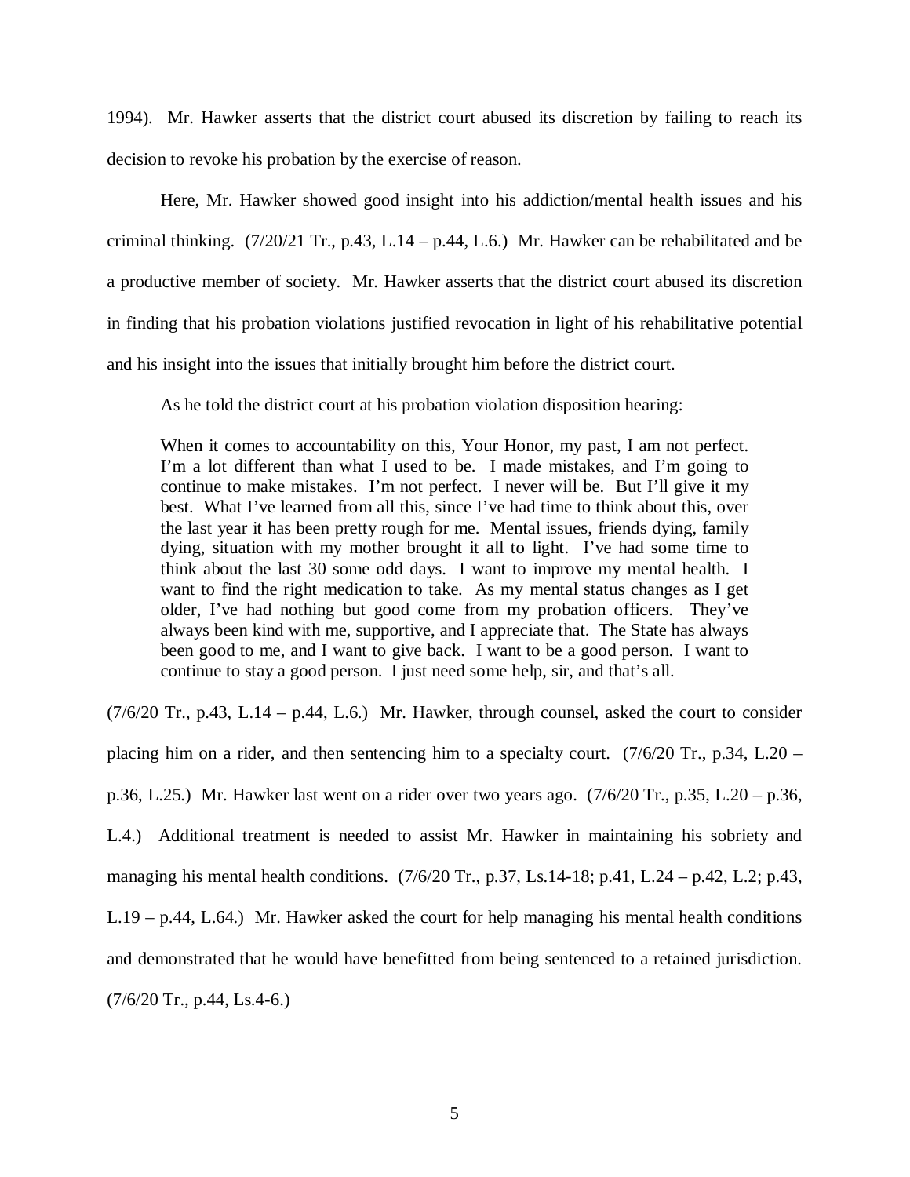1994). Mr. Hawker asserts that the district court abused its discretion by failing to reach its decision to revoke his probation by the exercise of reason.

Here, Mr. Hawker showed good insight into his addiction/mental health issues and his criminal thinking. (7/20/21 Tr., p.43, L.14 – p.44, L.6.) Mr. Hawker can be rehabilitated and be a productive member of society. Mr. Hawker asserts that the district court abused its discretion in finding that his probation violations justified revocation in light of his rehabilitative potential and his insight into the issues that initially brought him before the district court.

As he told the district court at his probation violation disposition hearing:

> When it comes to accountability on this, Your Honor, my past, I am not perfect. I'm a lot different than what I used to be. I made mistakes, and I'm going to continue to make mistakes. I'm not perfect. I never will be. But I'll give it my best. What I've learned from all this, since I've had time to think about this, over the last year it has been pretty rough for me. Mental issues, friends dying, family dying, situation with my mother brought it all to light. I've had some time to think about the last 30 some odd days. I want to improve my mental health. I want to find the right medication to take. As my mental status changes as I get older, I've had nothing but good come from my probation officers. They've always been kind with me, supportive, and I appreciate that. The State has always been good to me, and I want to give back. I want to be a good person. I want to continue to stay a good person. I just need some help, sir, and that's all.

(7/6/20 Tr., p.43, L.14 – p.44, L.6.) Mr. Hawker, through counsel, asked the court to consider placing him on a rider, and then sentencing him to a specialty court. (7/6/20 Tr., p.34, L.20 – p.36, L.25.) Mr. Hawker last went on a rider over two years ago. (7/6/20 Tr., p.35, L.20 – p.36, L.4.) Additional treatment is needed to assist Mr. Hawker in maintaining his sobriety and managing his mental health conditions. (7/6/20 Tr., p.37, Ls.14-18; p.41, L.24 – p.42, L.2; p.43, L.19 – p.44, L.64.) Mr. Hawker asked the court for help managing his mental health conditions and demonstrated that he would have benefitted from being sentenced to a retained jurisdiction. (7/6/20 Tr., p.44, Ls.4-6.)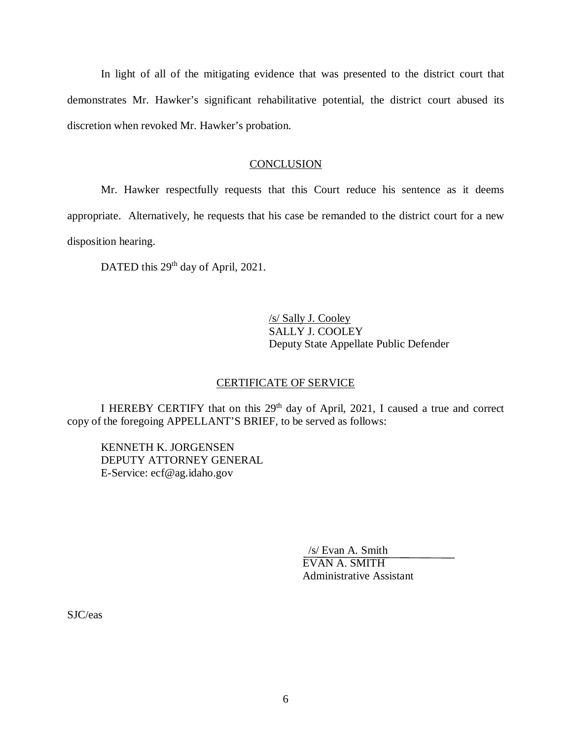In light of all of the mitigating evidence that was presented to the district court that demonstrates Mr. Hawker's significant rehabilitative potential, the district court abused its discretion when revoked Mr. Hawker's probation.

## CONCLUSION

Mr. Hawker respectfully requests that this Court reduce his sentence as it deems appropriate. Alternatively, he requests that his case be remanded to the district court for a new disposition hearing.

DATED this 29th day of April, 2021.

/s/ Sally J. Cooley
SALLY J. COOLEY
Deputy State Appellate Public Defender

## CERTIFICATE OF SERVICE

I HEREBY CERTIFY that on this 29th day of April, 2021, I caused a true and correct copy of the foregoing APPELLANT'S BRIEF, to be served as follows:

KENNETH K. JORGENSEN
DEPUTY ATTORNEY GENERAL
E-Service: ecf@ag.idaho.gov

/s/ Evan A. Smith
EVAN A. SMITH
Administrative Assistant

SJC/eas